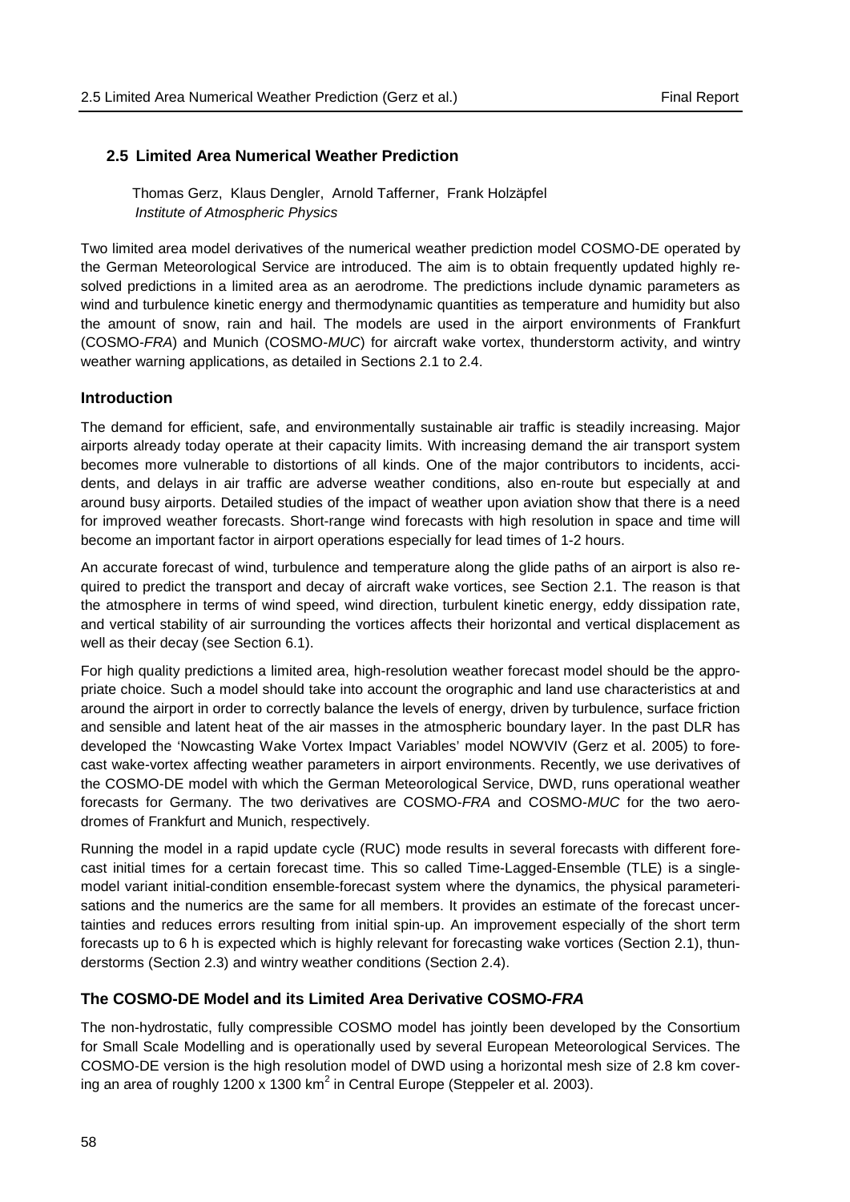## 2.5 Limited Area Numerical Weather Prediction

Thomas Gerz, Klaus Dengler, Arnold Tafferner, Frank Holzäpfel
*Institute of Atmospheric Physics*

Two limited area model derivatives of the numerical weather prediction model COSMO-DE operated by the German Meteorological Service are introduced. The aim is to obtain frequently updated highly resolved predictions in a limited area as an aerodrome. The predictions include dynamic parameters as wind and turbulence kinetic energy and thermodynamic quantities as temperature and humidity but also the amount of snow, rain and hail. The models are used in the airport environments of Frankfurt (COSMO-*FRA*) and Munich (COSMO-*MUC*) for aircraft wake vortex, thunderstorm activity, and wintry weather warning applications, as detailed in Sections 2.1 to 2.4.

### Introduction

The demand for efficient, safe, and environmentally sustainable air traffic is steadily increasing. Major airports already today operate at their capacity limits. With increasing demand the air transport system becomes more vulnerable to distortions of all kinds. One of the major contributors to incidents, accidents, and delays in air traffic are adverse weather conditions, also en-route but especially at and around busy airports. Detailed studies of the impact of weather upon aviation show that there is a need for improved weather forecasts. Short-range wind forecasts with high resolution in space and time will become an important factor in airport operations especially for lead times of 1-2 hours.

An accurate forecast of wind, turbulence and temperature along the glide paths of an airport is also required to predict the transport and decay of aircraft wake vortices, see Section 2.1. The reason is that the atmosphere in terms of wind speed, wind direction, turbulent kinetic energy, eddy dissipation rate, and vertical stability of air surrounding the vortices affects their horizontal and vertical displacement as well as their decay (see Section 6.1).

For high quality predictions a limited area, high-resolution weather forecast model should be the appropriate choice. Such a model should take into account the orographic and land use characteristics at and around the airport in order to correctly balance the levels of energy, driven by turbulence, surface friction and sensible and latent heat of the air masses in the atmospheric boundary layer. In the past DLR has developed the 'Nowcasting Wake Vortex Impact Variables' model NOWVIV (Gerz et al. 2005) to forecast wake-vortex affecting weather parameters in airport environments. Recently, we use derivatives of the COSMO-DE model with which the German Meteorological Service, DWD, runs operational weather forecasts for Germany. The two derivatives are COSMO-*FRA* and COSMO-*MUC* for the two aerodromes of Frankfurt and Munich, respectively.

Running the model in a rapid update cycle (RUC) mode results in several forecasts with different forecast initial times for a certain forecast time. This so called Time-Lagged-Ensemble (TLE) is a single-model variant initial-condition ensemble-forecast system where the dynamics, the physical parameterisations and the numerics are the same for all members. It provides an estimate of the forecast uncertainties and reduces errors resulting from initial spin-up. An improvement especially of the short term forecasts up to 6 h is expected which is highly relevant for forecasting wake vortices (Section 2.1), thunderstorms (Section 2.3) and wintry weather conditions (Section 2.4).

### The COSMO-DE Model and its Limited Area Derivative COSMO-*FRA*

The non-hydrostatic, fully compressible COSMO model has jointly been developed by the Consortium for Small Scale Modelling and is operationally used by several European Meteorological Services. The COSMO-DE version is the high resolution model of DWD using a horizontal mesh size of 2.8 km covering an area of roughly 1200 x 1300 $km^2$ in Central Europe (Steppeler et al. 2003).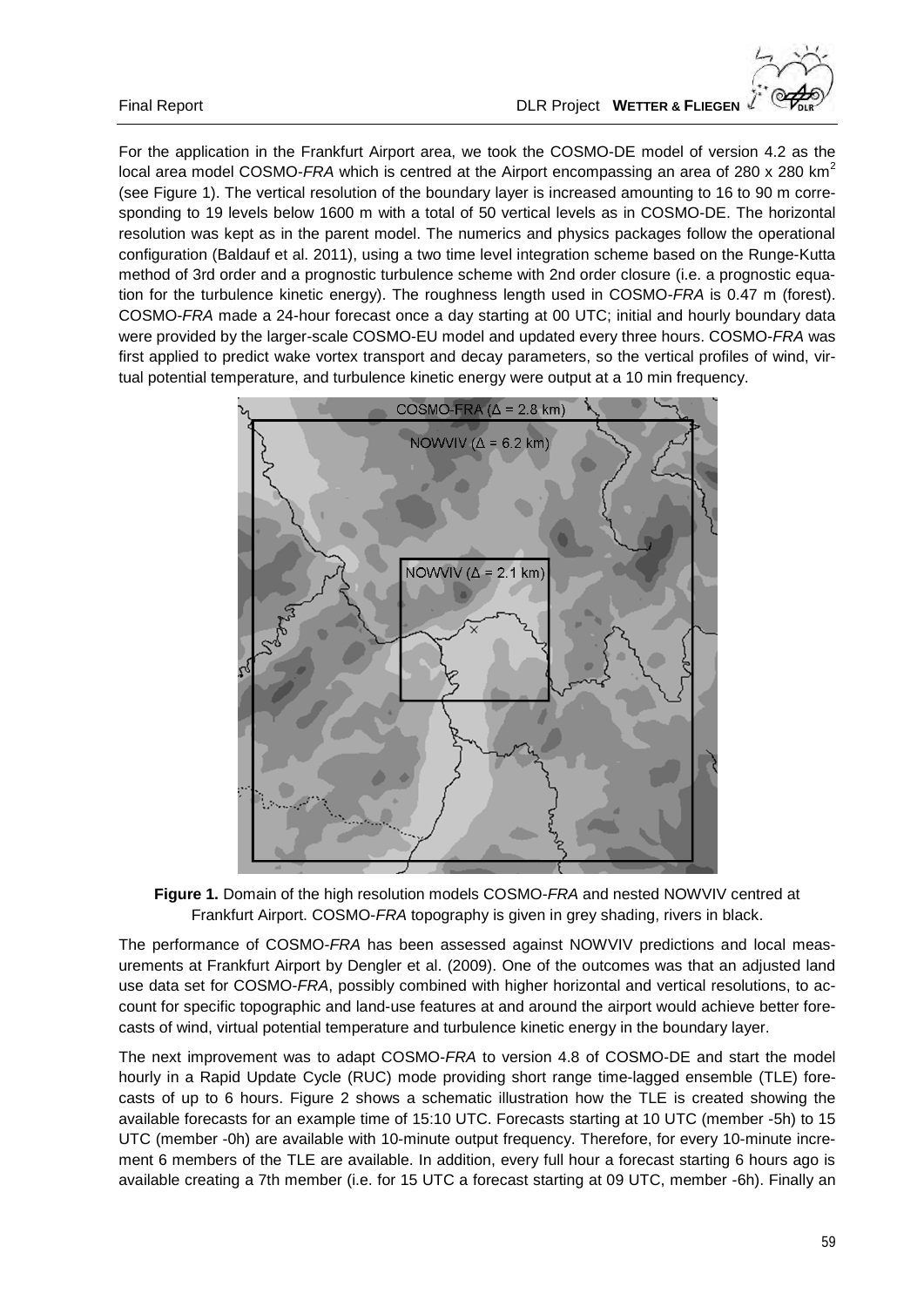For the application in the Frankfurt Airport area, we took the COSMO-DE model of version 4.2 as the local area model COSMO-*FRA* which is centred at the Airport encompassing an area of 280 x 280 km$^2$ (see Figure 1). The vertical resolution of the boundary layer is increased amounting to 16 to 90 m corresponding to 19 levels below 1600 m with a total of 50 vertical levels as in COSMO-DE. The horizontal resolution was kept as in the parent model. The numerics and physics packages follow the operational configuration (Baldauf et al. 2011), using a two time level integration scheme based on the Runge-Kutta method of 3rd order and a prognostic turbulence scheme with 2nd order closure (i.e. a prognostic equation for the turbulence kinetic energy). The roughness length used in COSMO-*FRA* is 0.47 m (forest). COSMO-*FRA* made a 24-hour forecast once a day starting at 00 UTC; initial and hourly boundary data were provided by the larger-scale COSMO-EU model and updated every three hours. COSMO-*FRA* was first applied to predict wake vortex transport and decay parameters, so the vertical profiles of wind, virtual potential temperature, and turbulence kinetic energy were output at a 10 min frequency.

**Figure 1.** Domain of the high resolution models COSMO-*FRA* and nested NOWVIV centred at Frankfurt Airport. COSMO-*FRA* topography is given in grey shading, rivers in black.

The performance of COSMO-*FRA* has been assessed against NOWVIV predictions and local measurements at Frankfurt Airport by Dengler et al. (2009). One of the outcomes was that an adjusted land use data set for COSMO-*FRA*, possibly combined with higher horizontal and vertical resolutions, to account for specific topographic and land-use features at and around the airport would achieve better forecasts of wind, virtual potential temperature and turbulence kinetic energy in the boundary layer.

The next improvement was to adapt COSMO-*FRA* to version 4.8 of COSMO-DE and start the model hourly in a Rapid Update Cycle (RUC) mode providing short range time-lagged ensemble (TLE) forecasts of up to 6 hours. Figure 2 shows a schematic illustration how the TLE is created showing the available forecasts for an example time of 15:10 UTC. Forecasts starting at 10 UTC (member -5h) to 15 UTC (member -0h) are available with 10-minute output frequency. Therefore, for every 10-minute increment 6 members of the TLE are available. In addition, every full hour a forecast starting 6 hours ago is available creating a 7th member (i.e. for 15 UTC a forecast starting at 09 UTC, member -6h). Finally an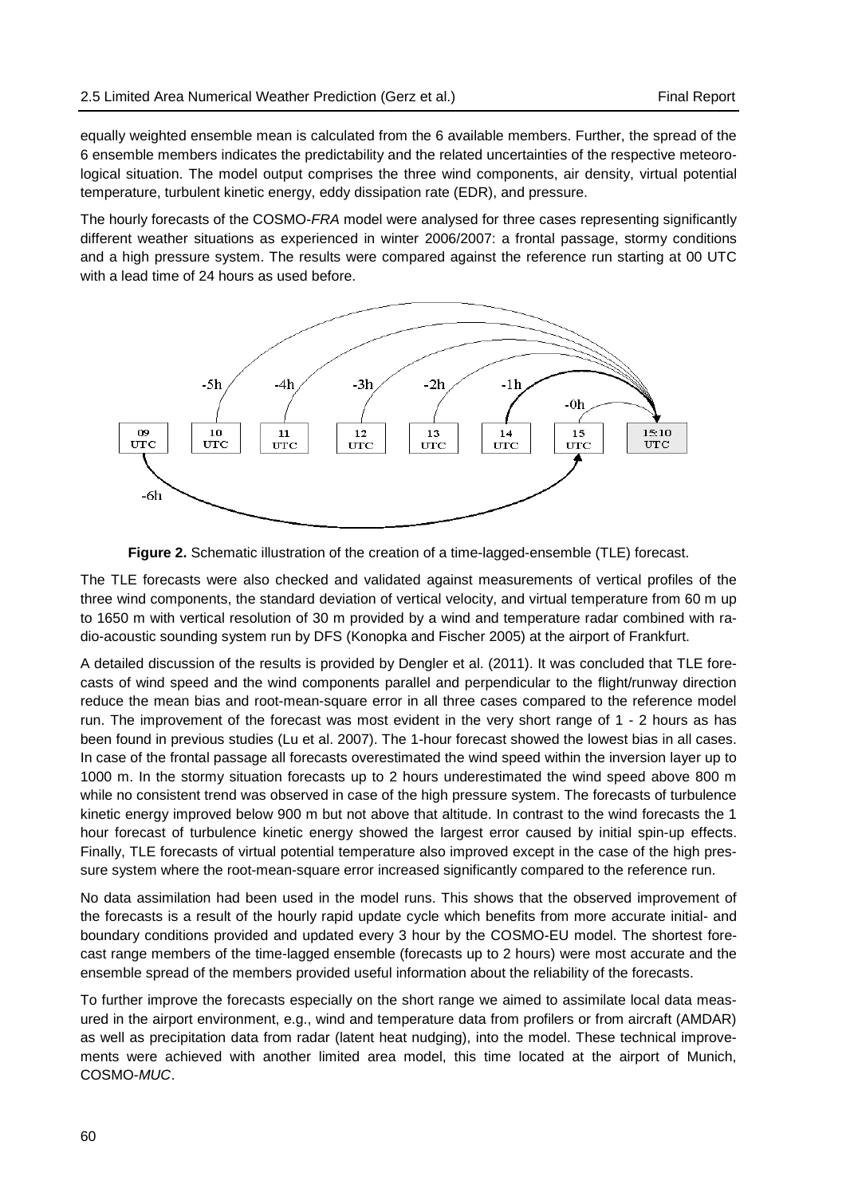equally weighted ensemble mean is calculated from the 6 available members. Further, the spread of the 6 ensemble members indicates the predictability and the related uncertainties of the respective meteorological situation. The model output comprises the three wind components, air density, virtual potential temperature, turbulent kinetic energy, eddy dissipation rate (EDR), and pressure.

The hourly forecasts of the COSMO-*FRA* model were analysed for three cases representing significantly different weather situations as experienced in winter 2006/2007: a frontal passage, stormy conditions and a high pressure system. The results were compared against the reference run starting at 00 UTC with a lead time of 24 hours as used before.

**Figure 2.** Schematic illustration of the creation of a time-lagged-ensemble (TLE) forecast.

The TLE forecasts were also checked and validated against measurements of vertical profiles of the three wind components, the standard deviation of vertical velocity, and virtual temperature from 60 m up to 1650 m with vertical resolution of 30 m provided by a wind and temperature radar combined with radio-acoustic sounding system run by DFS (Konopka and Fischer 2005) at the airport of Frankfurt.

A detailed discussion of the results is provided by Dengler et al. (2011). It was concluded that TLE forecasts of wind speed and the wind components parallel and perpendicular to the flight/runway direction reduce the mean bias and root-mean-square error in all three cases compared to the reference model run. The improvement of the forecast was most evident in the very short range of 1 - 2 hours as has been found in previous studies (Lu et al. 2007). The 1-hour forecast showed the lowest bias in all cases. In case of the frontal passage all forecasts overestimated the wind speed within the inversion layer up to 1000 m. In the stormy situation forecasts up to 2 hours underestimated the wind speed above 800 m while no consistent trend was observed in case of the high pressure system. The forecasts of turbulence kinetic energy improved below 900 m but not above that altitude. In contrast to the wind forecasts the 1 hour forecast of turbulence kinetic energy showed the largest error caused by initial spin-up effects. Finally, TLE forecasts of virtual potential temperature also improved except in the case of the high pressure system where the root-mean-square error increased significantly compared to the reference run.

No data assimilation had been used in the model runs. This shows that the observed improvement of the forecasts is a result of the hourly rapid update cycle which benefits from more accurate initial- and boundary conditions provided and updated every 3 hour by the COSMO-EU model. The shortest forecast range members of the time-lagged ensemble (forecasts up to 2 hours) were most accurate and the ensemble spread of the members provided useful information about the reliability of the forecasts.

To further improve the forecasts especially on the short range we aimed to assimilate local data measured in the airport environment, e.g., wind and temperature data from profilers or from aircraft (AMDAR) as well as precipitation data from radar (latent heat nudging), into the model. These technical improvements were achieved with another limited area model, this time located at the airport of Munich, COSMO-*MUC*.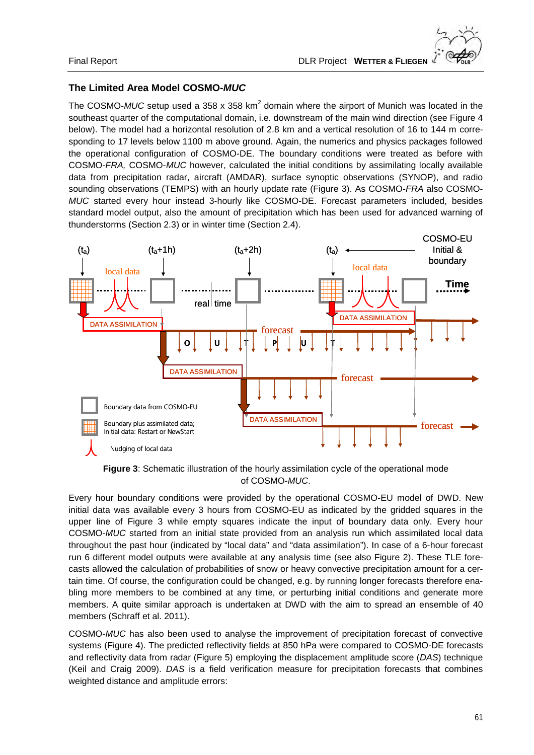### The Limited Area Model COSMO-*MUC*

The COSMO-*MUC* setup used a 358 x 358 $km^2$ domain where the airport of Munich was located in the southeast quarter of the computational domain, i.e. downstream of the main wind direction (see Figure 4 below). The model had a horizontal resolution of 2.8 km and a vertical resolution of 16 to 144 m corresponding to 17 levels below 1100 m above ground. Again, the numerics and physics packages followed the operational configuration of COSMO-DE. The boundary conditions were treated as before with COSMO-*FRA,* COSMO-*MUC* however, calculated the initial conditions by assimilating locally available data from precipitation radar, aircraft (AMDAR), surface synoptic observations (SYNOP), and radio sounding observations (TEMPS) with an hourly update rate (Figure 3). As COSMO-*FRA* also COSMO-*MUC* started every hour instead 3-hourly like COSMO-DE. Forecast parameters included, besides standard model output, also the amount of precipitation which has been used for advanced warning of thunderstorms (Section 2.3) or in winter time (Section 2.4).

**Figure 3**: Schematic illustration of the hourly assimilation cycle of the operational mode of COSMO-*MUC*.

Every hour boundary conditions were provided by the operational COSMO-EU model of DWD. New initial data was available every 3 hours from COSMO-EU as indicated by the gridded squares in the upper line of Figure 3 while empty squares indicate the input of boundary data only. Every hour COSMO-*MUC* started from an initial state provided from an analysis run which assimilated local data throughout the past hour (indicated by "local data" and "data assimilation"). In case of a 6-hour forecast run 6 different model outputs were available at any analysis time (see also Figure 2). These TLE forecasts allowed the calculation of probabilities of snow or heavy convective precipitation amount for a certain time. Of course, the configuration could be changed, e.g. by running longer forecasts therefore enabling more members to be combined at any time, or perturbing initial conditions and generate more members. A quite similar approach is undertaken at DWD with the aim to spread an ensemble of 40 members (Schraff et al. 2011).

COSMO-*MUC* has also been used to analyse the improvement of precipitation forecast of convective systems (Figure 4). The predicted reflectivity fields at 850 hPa were compared to COSMO-DE forecasts and reflectivity data from radar (Figure 5) employing the displacement amplitude score (*DAS*) technique (Keil and Craig 2009). *DAS* is a field verification measure for precipitation forecasts that combines weighted distance and amplitude errors: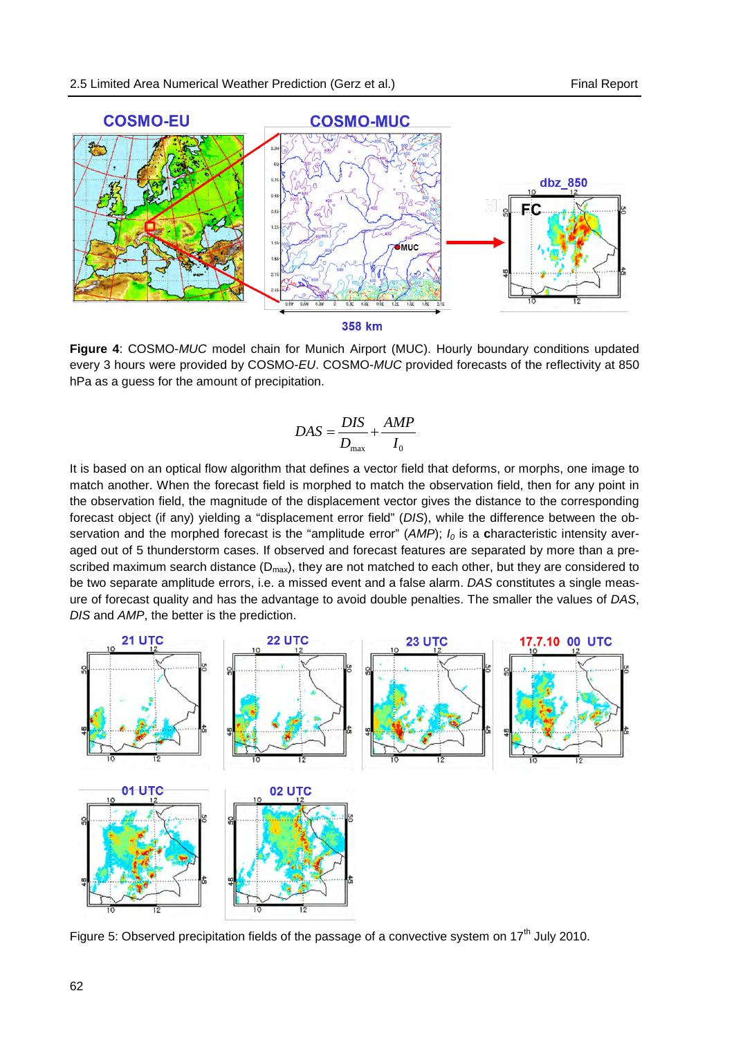**Figure 4**: COSMO-*MUC* model chain for Munich Airport (MUC). Hourly boundary conditions updated every 3 hours were provided by COSMO-*EU*. COSMO-*MUC* provided forecasts of the reflectivity at 850 hPa as a guess for the amount of precipitation.

$$DAS = \frac{DIS}{D_{\max}} + \frac{AMP}{I_0}$$

It is based on an optical flow algorithm that defines a vector field that deforms, or morphs, one image to match another. When the forecast field is morphed to match the observation field, then for any point in the observation field, the magnitude of the displacement vector gives the distance to the corresponding forecast object (if any) yielding a "displacement error field" (*DIS*), while the difference between the observation and the morphed forecast is the "amplitude error" (*AMP*); $I_0$ is a **c**haracteristic intensity averaged out of 5 thunderstorm cases. If observed and forecast features are separated by more than a prescribed maximum search distance ($D_{max}$), they are not matched to each other, but they are considered to be two separate amplitude errors, i.e. a missed event and a false alarm. *DAS* constitutes a single measure of forecast quality and has the advantage to avoid double penalties. The smaller the values of *DAS*, *DIS* and *AMP*, the better is the prediction.

Figure 5: Observed precipitation fields of the passage of a convective system on 17th July 2010.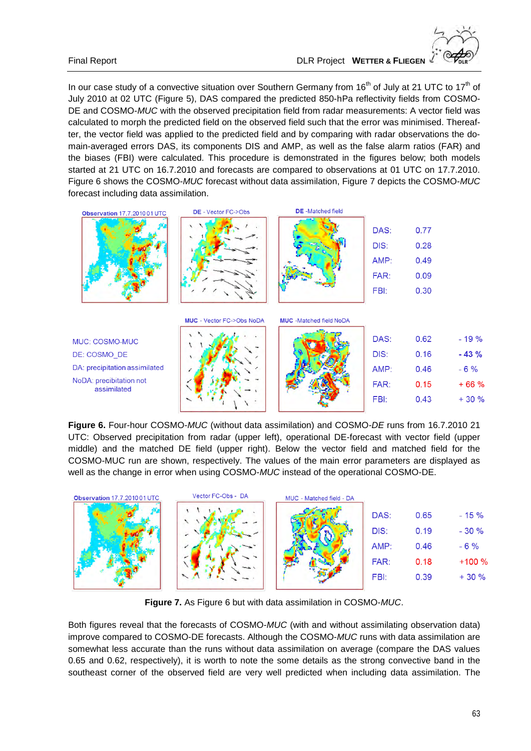In our case study of a convective situation over Southern Germany from 16th of July at 21 UTC to 17th of July 2010 at 02 UTC (Figure 5), DAS compared the predicted 850-hPa reflectivity fields from COSMO-DE and COSMO-*MUC* with the observed precipitation field from radar measurements: A vector field was calculated to morph the predicted field on the observed field such that the error was minimised. Thereafter, the vector field was applied to the predicted field and by comparing with radar observations the domain-averaged errors DAS, its components DIS and AMP, as well as the false alarm ratios (FAR) and the biases (FBI) were calculated. This procedure is demonstrated in the figures below; both models started at 21 UTC on 16.7.2010 and forecasts are compared to observations at 01 UTC on 17.7.2010. Figure 6 shows the COSMO-*MUC* forecast without data assimilation, Figure 7 depicts the COSMO-*MUC* forecast including data assimilation.

| | DE | MUC NoDA | Change |
|---|---|---|---|
| DAS: | 0.77 | 0.62 | - 19 % |
| DIS: | 0.28 | 0.16 | **- 43 %** |
| AMP: | 0.49 | 0.46 | - 6 % |
| FAR: | 0.09 | 0.15 | + 66 % |
| FBI: | 0.30 | 0.43 | + 30 % |

MUC: COSMO-MUC
DE: COSMO_DE
DA: precipitation assimilated
NoDA: precibitation not assimilated

**Figure 6.** Four-hour COSMO-*MUC* (without data assimilation) and COSMO-*DE* runs from 16.7.2010 21 UTC: Observed precipitation from radar (upper left), operational DE-forecast with vector field (upper middle) and the matched DE field (upper right). Below the vector field and matched field for the COSMO-MUC run are shown, respectively. The values of the main error parameters are displayed as well as the change in error when using COSMO-*MUC* instead of the operational COSMO-DE.

| | MUC DA | Change |
|---|---|---|
| DAS: | 0.65 | - 15 % |
| DIS: | 0.19 | - 30 % |
| AMP: | 0.46 | - 6 % |
| FAR: | 0.18 | +100 % |
| FBI: | 0.39 | + 30 % |

**Figure 7.** As Figure 6 but with data assimilation in COSMO-*MUC*.

Both figures reveal that the forecasts of COSMO-*MUC* (with and without assimilating observation data) improve compared to COSMO-DE forecasts. Although the COSMO-*MUC* runs with data assimilation are somewhat less accurate than the runs without data assimilation on average (compare the DAS values 0.65 and 0.62, respectively), it is worth to note the some details as the strong convective band in the southeast corner of the observed field are very well predicted when including data assimilation. The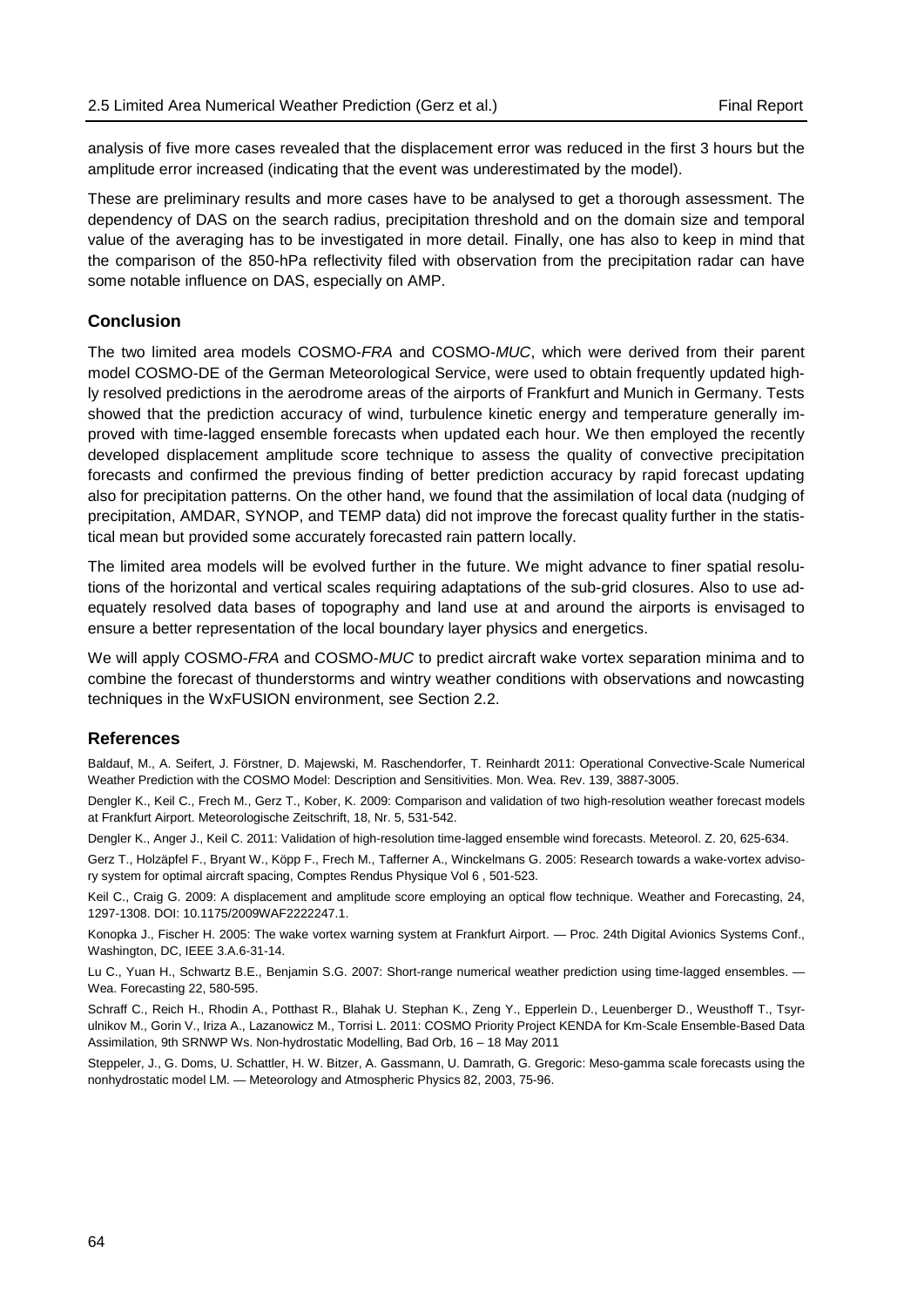analysis of five more cases revealed that the displacement error was reduced in the first 3 hours but the amplitude error increased (indicating that the event was underestimated by the model).

These are preliminary results and more cases have to be analysed to get a thorough assessment. The dependency of DAS on the search radius, precipitation threshold and on the domain size and temporal value of the averaging has to be investigated in more detail. Finally, one has also to keep in mind that the comparison of the 850-hPa reflectivity filed with observation from the precipitation radar can have some notable influence on DAS, especially on AMP.

## Conclusion

The two limited area models COSMO-*FRA* and COSMO-*MUC*, which were derived from their parent model COSMO-DE of the German Meteorological Service, were used to obtain frequently updated highly resolved predictions in the aerodrome areas of the airports of Frankfurt and Munich in Germany. Tests showed that the prediction accuracy of wind, turbulence kinetic energy and temperature generally improved with time-lagged ensemble forecasts when updated each hour. We then employed the recently developed displacement amplitude score technique to assess the quality of convective precipitation forecasts and confirmed the previous finding of better prediction accuracy by rapid forecast updating also for precipitation patterns. On the other hand, we found that the assimilation of local data (nudging of precipitation, AMDAR, SYNOP, and TEMP data) did not improve the forecast quality further in the statistical mean but provided some accurately forecasted rain pattern locally.

The limited area models will be evolved further in the future. We might advance to finer spatial resolutions of the horizontal and vertical scales requiring adaptations of the sub-grid closures. Also to use adequately resolved data bases of topography and land use at and around the airports is envisaged to ensure a better representation of the local boundary layer physics and energetics.

We will apply COSMO-*FRA* and COSMO-*MUC* to predict aircraft wake vortex separation minima and to combine the forecast of thunderstorms and wintry weather conditions with observations and nowcasting techniques in the WxFUSION environment, see Section 2.2.

## References

Baldauf, M., A. Seifert, J. Förstner, D. Majewski, M. Raschendorfer, T. Reinhardt 2011: Operational Convective-Scale Numerical Weather Prediction with the COSMO Model: Description and Sensitivities. Mon. Wea. Rev. 139, 3887-3005.

Dengler K., Keil C., Frech M., Gerz T., Kober, K. 2009: Comparison and validation of two high-resolution weather forecast models at Frankfurt Airport. Meteorologische Zeitschrift, 18, Nr. 5, 531-542.

Dengler K., Anger J., Keil C. 2011: Validation of high-resolution time-lagged ensemble wind forecasts. Meteorol. Z. 20, 625-634.

Gerz T., Holzäpfel F., Bryant W., Köpp F., Frech M., Tafferner A., Winckelmans G. 2005: Research towards a wake-vortex advisory system for optimal aircraft spacing, Comptes Rendus Physique Vol 6 , 501-523.

Keil C., Craig G. 2009: A displacement and amplitude score employing an optical flow technique. Weather and Forecasting, 24, 1297-1308. DOI: 10.1175/2009WAF2222247.1.

Konopka J., Fischer H. 2005: The wake vortex warning system at Frankfurt Airport. — Proc. 24th Digital Avionics Systems Conf., Washington, DC, IEEE 3.A.6-31-14.

Lu C., Yuan H., Schwartz B.E., Benjamin S.G. 2007: Short-range numerical weather prediction using time-lagged ensembles. — Wea. Forecasting 22, 580-595.

Schraff C., Reich H., Rhodin A., Potthast R., Blahak U. Stephan K., Zeng Y., Epperlein D., Leuenberger D., Weusthoff T., Tsyrulnikov M., Gorin V., Iriza A., Lazanowicz M., Torrisi L. 2011: COSMO Priority Project KENDA for Km-Scale Ensemble-Based Data Assimilation, 9th SRNWP Ws. Non-hydrostatic Modelling, Bad Orb, 16 – 18 May 2011

Steppeler, J., G. Doms, U. Schattler, H. W. Bitzer, A. Gassmann, U. Damrath, G. Gregoric: Meso-gamma scale forecasts using the nonhydrostatic model LM. — Meteorology and Atmospheric Physics 82, 2003, 75-96.